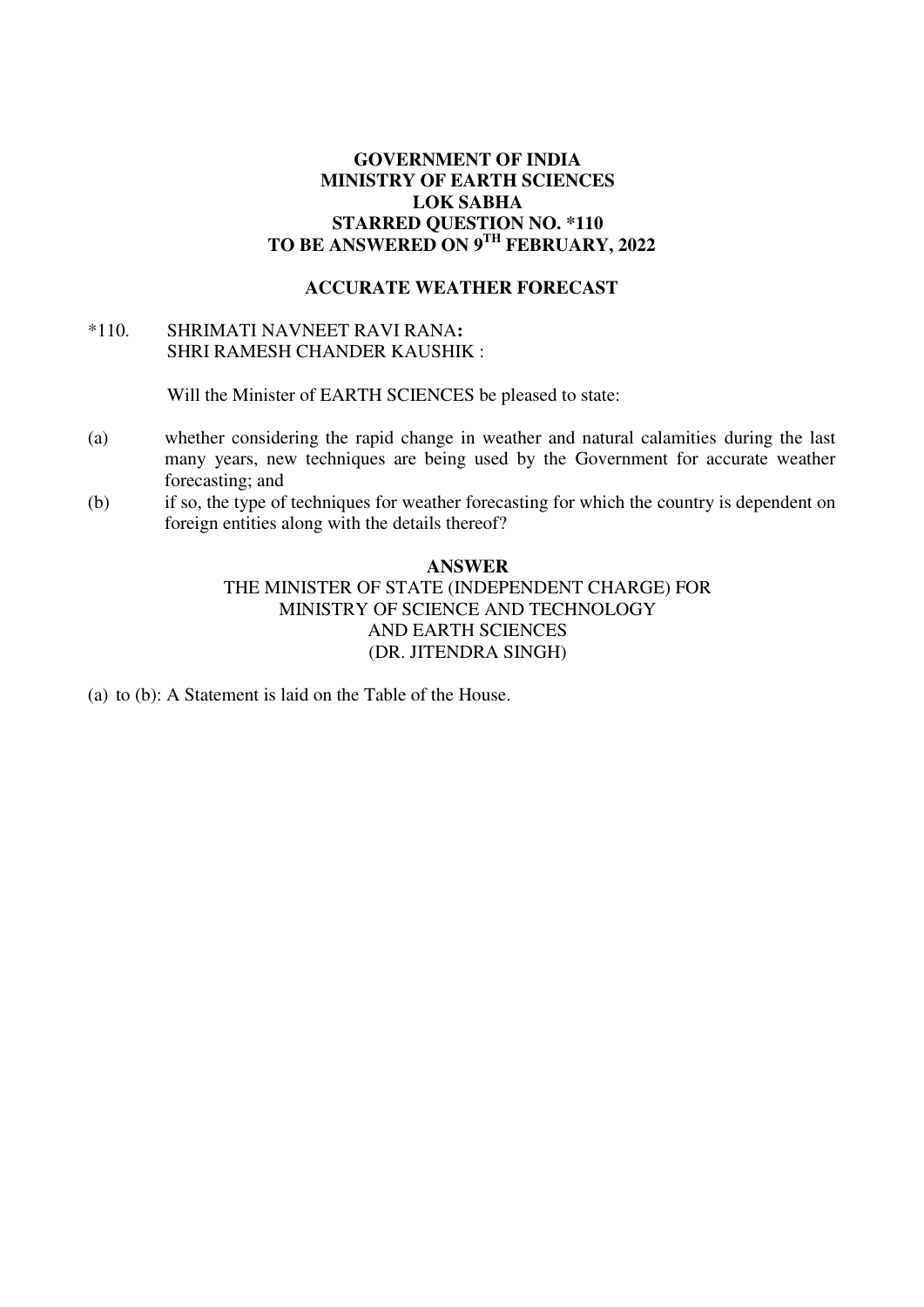**GOVERNMENT OF INDIA**
**MINISTRY OF EARTH SCIENCES**
**LOK SABHA**
**STARRED QUESTION NO. *110**
**TO BE ANSWERED ON 9TH FEBRUARY, 2022**

**ACCURATE WEATHER FORECAST**

*110. SHRIMATI NAVNEET RAVI RANA**:**
SHRI RAMESH CHANDER KAUSHIK :

Will the Minister of EARTH SCIENCES be pleased to state:

(a) whether considering the rapid change in weather and natural calamities during the last many years, new techniques are being used by the Government for accurate weather forecasting; and

(b) if so, the type of techniques for weather forecasting for which the country is dependent on foreign entities along with the details thereof?

**ANSWER**

THE MINISTER OF STATE (INDEPENDENT CHARGE) FOR
MINISTRY OF SCIENCE AND TECHNOLOGY
AND EARTH SCIENCES
(DR. JITENDRA SINGH)

(a) to (b): A Statement is laid on the Table of the House.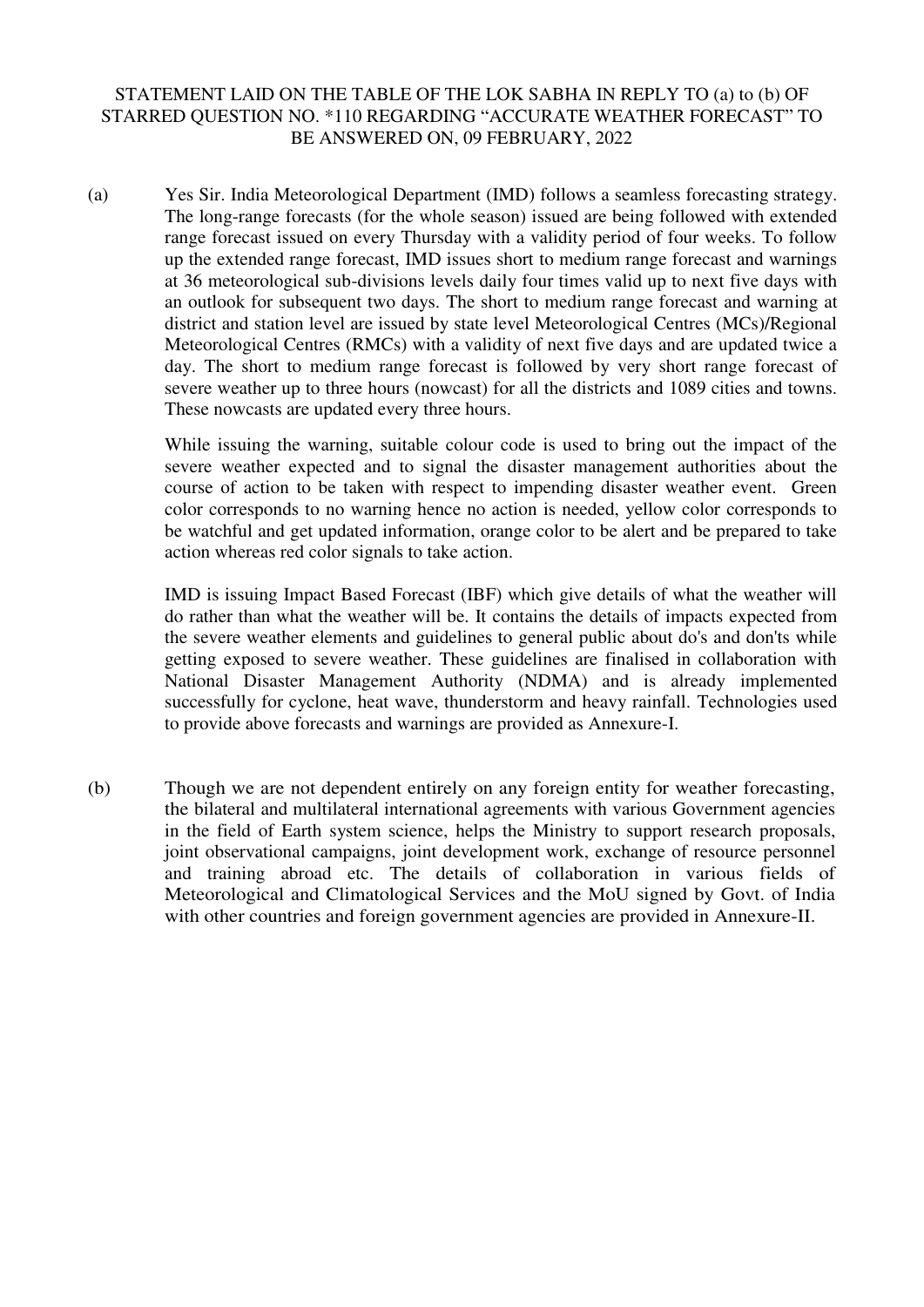STATEMENT LAID ON THE TABLE OF THE LOK SABHA IN REPLY TO (a) to (b) OF STARRED QUESTION NO. *110 REGARDING "ACCURATE WEATHER FORECAST" TO BE ANSWERED ON, 09 FEBRUARY, 2022

(a) Yes Sir. India Meteorological Department (IMD) follows a seamless forecasting strategy. The long-range forecasts (for the whole season) issued are being followed with extended range forecast issued on every Thursday with a validity period of four weeks. To follow up the extended range forecast, IMD issues short to medium range forecast and warnings at 36 meteorological sub-divisions levels daily four times valid up to next five days with an outlook for subsequent two days. The short to medium range forecast and warning at district and station level are issued by state level Meteorological Centres (MCs)/Regional Meteorological Centres (RMCs) with a validity of next five days and are updated twice a day. The short to medium range forecast is followed by very short range forecast of severe weather up to three hours (nowcast) for all the districts and 1089 cities and towns. These nowcasts are updated every three hours.

While issuing the warning, suitable colour code is used to bring out the impact of the severe weather expected and to signal the disaster management authorities about the course of action to be taken with respect to impending disaster weather event. Green color corresponds to no warning hence no action is needed, yellow color corresponds to be watchful and get updated information, orange color to be alert and be prepared to take action whereas red color signals to take action.

IMD is issuing Impact Based Forecast (IBF) which give details of what the weather will do rather than what the weather will be. It contains the details of impacts expected from the severe weather elements and guidelines to general public about do's and don'ts while getting exposed to severe weather. These guidelines are finalised in collaboration with National Disaster Management Authority (NDMA) and is already implemented successfully for cyclone, heat wave, thunderstorm and heavy rainfall. Technologies used to provide above forecasts and warnings are provided as Annexure-I.

(b) Though we are not dependent entirely on any foreign entity for weather forecasting, the bilateral and multilateral international agreements with various Government agencies in the field of Earth system science, helps the Ministry to support research proposals, joint observational campaigns, joint development work, exchange of resource personnel and training abroad etc. The details of collaboration in various fields of Meteorological and Climatological Services and the MoU signed by Govt. of India with other countries and foreign government agencies are provided in Annexure-II.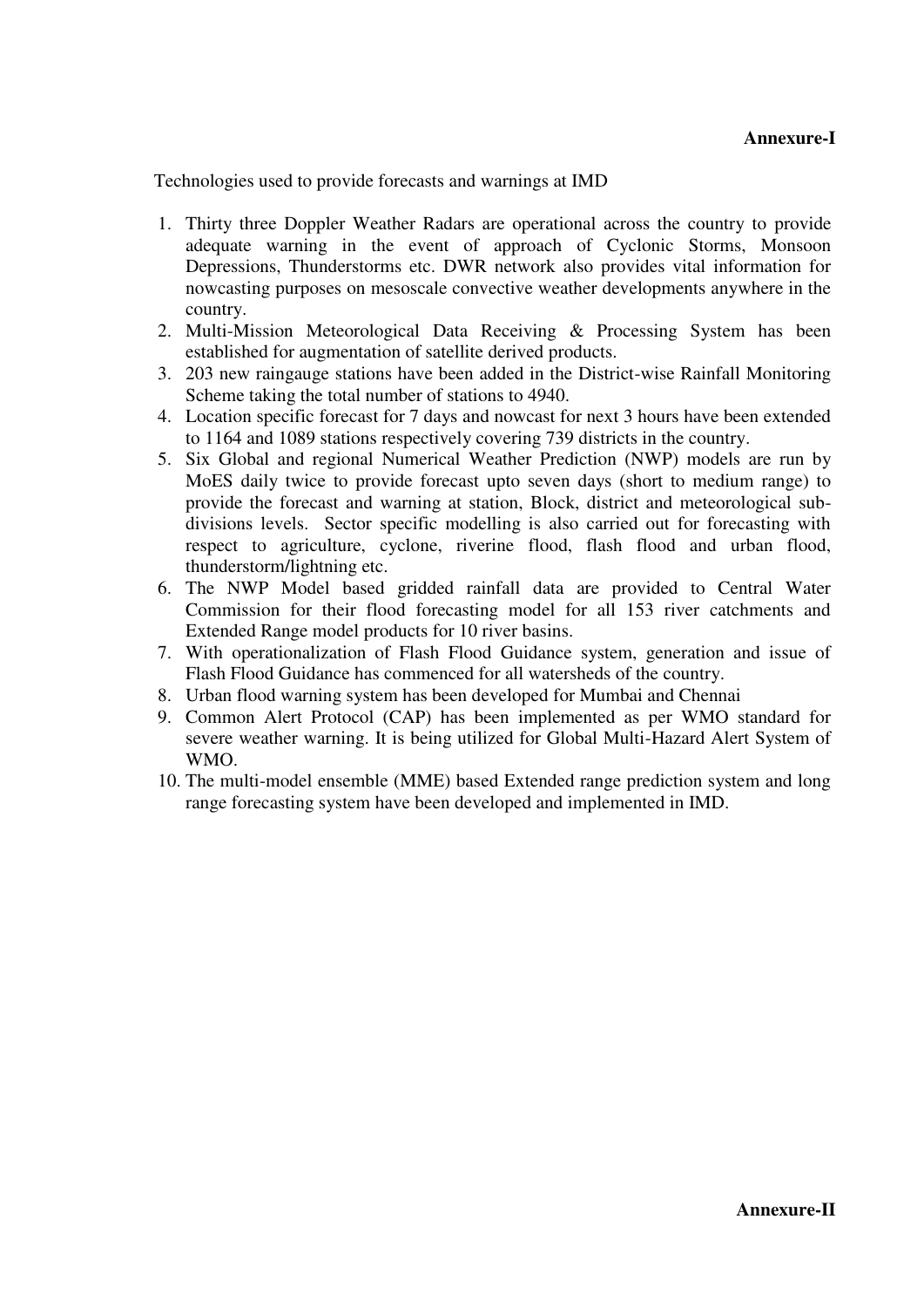**Annexure-I**

Technologies used to provide forecasts and warnings at IMD

1. Thirty three Doppler Weather Radars are operational across the country to provide adequate warning in the event of approach of Cyclonic Storms, Monsoon Depressions, Thunderstorms etc. DWR network also provides vital information for nowcasting purposes on mesoscale convective weather developments anywhere in the country.
2. Multi-Mission Meteorological Data Receiving & Processing System has been established for augmentation of satellite derived products.
3. 203 new raingauge stations have been added in the District-wise Rainfall Monitoring Scheme taking the total number of stations to 4940.
4. Location specific forecast for 7 days and nowcast for next 3 hours have been extended to 1164 and 1089 stations respectively covering 739 districts in the country.
5. Six Global and regional Numerical Weather Prediction (NWP) models are run by MoES daily twice to provide forecast upto seven days (short to medium range) to provide the forecast and warning at station, Block, district and meteorological sub-divisions levels. Sector specific modelling is also carried out for forecasting with respect to agriculture, cyclone, riverine flood, flash flood and urban flood, thunderstorm/lightning etc.
6. The NWP Model based gridded rainfall data are provided to Central Water Commission for their flood forecasting model for all 153 river catchments and Extended Range model products for 10 river basins.
7. With operationalization of Flash Flood Guidance system, generation and issue of Flash Flood Guidance has commenced for all watersheds of the country.
8. Urban flood warning system has been developed for Mumbai and Chennai
9. Common Alert Protocol (CAP) has been implemented as per WMO standard for severe weather warning. It is being utilized for Global Multi-Hazard Alert System of WMO.
10. The multi-model ensemble (MME) based Extended range prediction system and long range forecasting system have been developed and implemented in IMD.

**Annexure-II**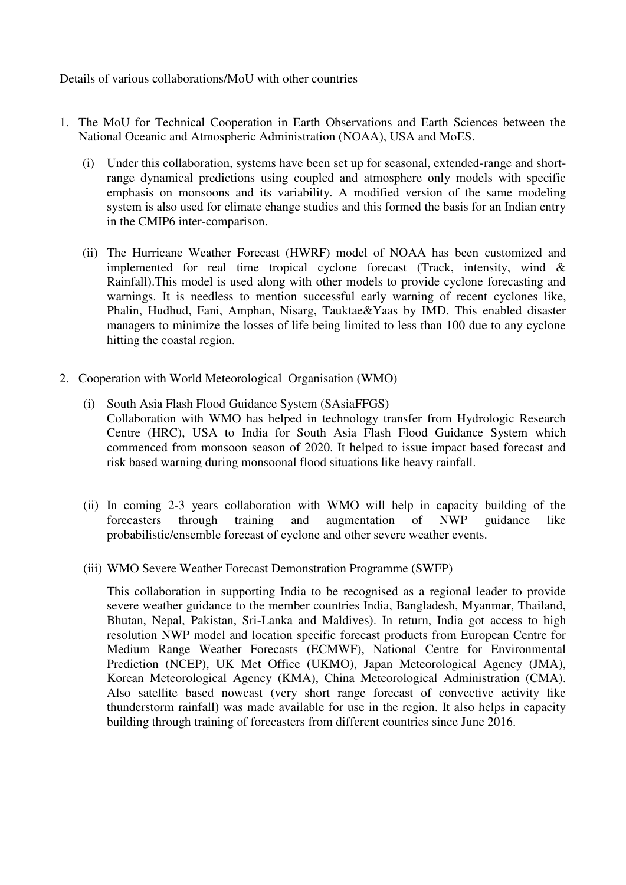Details of various collaborations/MoU with other countries

1. The MoU for Technical Cooperation in Earth Observations and Earth Sciences between the National Oceanic and Atmospheric Administration (NOAA), USA and MoES.

   (i) Under this collaboration, systems have been set up for seasonal, extended-range and short-range dynamical predictions using coupled and atmosphere only models with specific emphasis on monsoons and its variability. A modified version of the same modeling system is also used for climate change studies and this formed the basis for an Indian entry in the CMIP6 inter-comparison.

   (ii) The Hurricane Weather Forecast (HWRF) model of NOAA has been customized and implemented for real time tropical cyclone forecast (Track, intensity, wind & Rainfall).This model is used along with other models to provide cyclone forecasting and warnings. It is needless to mention successful early warning of recent cyclones like, Phalin, Hudhud, Fani, Amphan, Nisarg, Tauktae&Yaas by IMD. This enabled disaster managers to minimize the losses of life being limited to less than 100 due to any cyclone hitting the coastal region.

2. Cooperation with World Meteorological Organisation (WMO)

   (i) South Asia Flash Flood Guidance System (SAsiaFFGS)
   Collaboration with WMO has helped in technology transfer from Hydrologic Research Centre (HRC), USA to India for South Asia Flash Flood Guidance System which commenced from monsoon season of 2020. It helped to issue impact based forecast and risk based warning during monsoonal flood situations like heavy rainfall.

   (ii) In coming 2-3 years collaboration with WMO will help in capacity building of the forecasters through training and augmentation of NWP guidance like probabilistic/ensemble forecast of cyclone and other severe weather events.

   (iii) WMO Severe Weather Forecast Demonstration Programme (SWFP)

   This collaboration in supporting India to be recognised as a regional leader to provide severe weather guidance to the member countries India, Bangladesh, Myanmar, Thailand, Bhutan, Nepal, Pakistan, Sri-Lanka and Maldives). In return, India got access to high resolution NWP model and location specific forecast products from European Centre for Medium Range Weather Forecasts (ECMWF), National Centre for Environmental Prediction (NCEP), UK Met Office (UKMO), Japan Meteorological Agency (JMA), Korean Meteorological Agency (KMA), China Meteorological Administration (CMA). Also satellite based nowcast (very short range forecast of convective activity like thunderstorm rainfall) was made available for use in the region. It also helps in capacity building through training of forecasters from different countries since June 2016.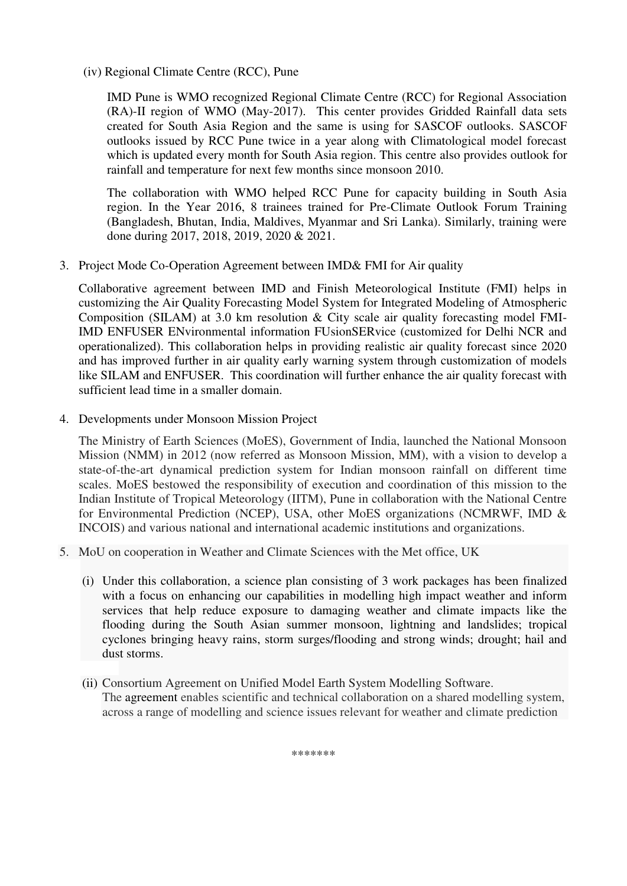(iv) Regional Climate Centre (RCC), Pune

IMD Pune is WMO recognized Regional Climate Centre (RCC) for Regional Association (RA)-II region of WMO (May-2017). This center provides Gridded Rainfall data sets created for South Asia Region and the same is using for SASCOF outlooks. SASCOF outlooks issued by RCC Pune twice in a year along with Climatological model forecast which is updated every month for South Asia region. This centre also provides outlook for rainfall and temperature for next few months since monsoon 2010.

The collaboration with WMO helped RCC Pune for capacity building in South Asia region. In the Year 2016, 8 trainees trained for Pre-Climate Outlook Forum Training (Bangladesh, Bhutan, India, Maldives, Myanmar and Sri Lanka). Similarly, training were done during 2017, 2018, 2019, 2020 & 2021.

3. Project Mode Co-Operation Agreement between IMD& FMI for Air quality

   Collaborative agreement between IMD and Finish Meteorological Institute (FMI) helps in customizing the Air Quality Forecasting Model System for Integrated Modeling of Atmospheric Composition (SILAM) at 3.0 km resolution & City scale air quality forecasting model FMI-IMD ENFUSER ENvironmental information FUsionSERvice (customized for Delhi NCR and operationalized). This collaboration helps in providing realistic air quality forecast since 2020 and has improved further in air quality early warning system through customization of models like SILAM and ENFUSER. This coordination will further enhance the air quality forecast with sufficient lead time in a smaller domain.

4. Developments under Monsoon Mission Project

   The Ministry of Earth Sciences (MoES), Government of India, launched the National Monsoon Mission (NMM) in 2012 (now referred as Monsoon Mission, MM), with a vision to develop a state-of-the-art dynamical prediction system for Indian monsoon rainfall on different time scales. MoES bestowed the responsibility of execution and coordination of this mission to the Indian Institute of Tropical Meteorology (IITM), Pune in collaboration with the National Centre for Environmental Prediction (NCEP), USA, other MoES organizations (NCMRWF, IMD & INCOIS) and various national and international academic institutions and organizations.

5. MoU on cooperation in Weather and Climate Sciences with the Met office, UK

   (i) Under this collaboration, a science plan consisting of 3 work packages has been finalized with a focus on enhancing our capabilities in modelling high impact weather and inform services that help reduce exposure to damaging weather and climate impacts like the flooding during the South Asian summer monsoon, lightning and landslides; tropical cyclones bringing heavy rains, storm surges/flooding and strong winds; drought; hail and dust storms.

   (ii) Consortium Agreement on Unified Model Earth System Modelling Software.
   The agreement enables scientific and technical collaboration on a shared modelling system, across a range of modelling and science issues relevant for weather and climate prediction

*******